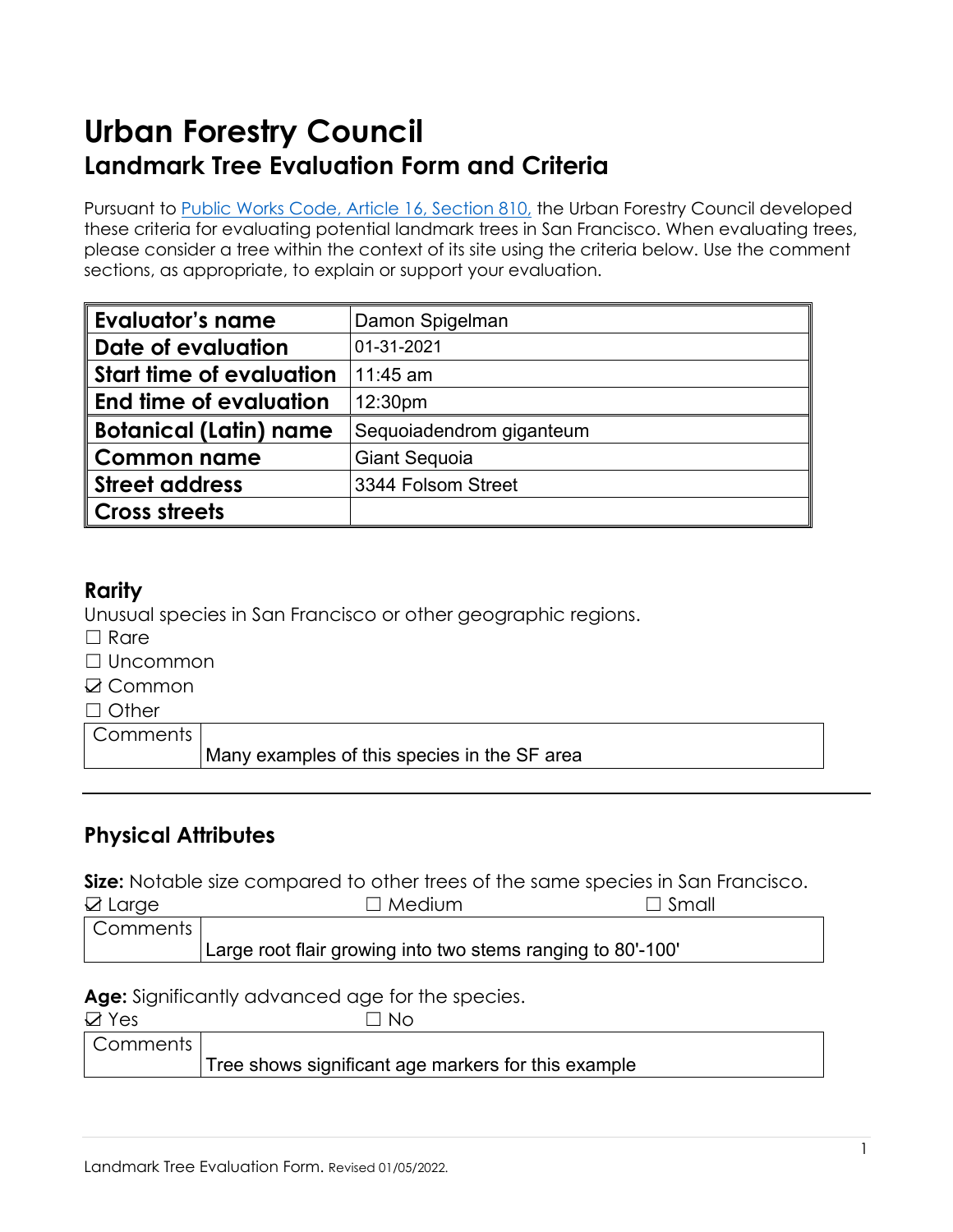# Urban Forestry Council

## Landmark Tree Evaluation Form and Criteria

Pursuant to [Public Works Code, Article 16, Section 810,](#) the Urban Forestry Council developed these criteria for evaluating potential landmark trees in San Francisco. When evaluating trees, please consider a tree within the context of its site using the criteria below. Use the comment sections, as appropriate, to explain or support your evaluation.

| | |
|---|---|
| **Evaluator's name** | Damon Spigelman |
| **Date of evaluation** | 01-31-2021 |
| **Start time of evaluation** | 11:45 am |
| **End time of evaluation** | 12:30pm |
| **Botanical (Latin) name** | Sequoiadendrom giganteum |
| **Common name** | Giant Sequoia |
| **Street address** | 3344 Folsom Street |
| **Cross streets** | |

### Rarity

Unusual species in San Francisco or other geographic regions.

☐ Rare
☐ Uncommon
☑ Common
☐ Other

| Comments | Many examples of this species in the SF area |
|---|---|

---

### Physical Attributes

**Size:** Notable size compared to other trees of the same species in San Francisco.

☑ Large ☐ Medium ☐ Small

| Comments | Large root flair growing into two stems ranging to 80'-100' |
|---|---|

**Age:** Significantly advanced age for the species.

☑ Yes ☐ No

| Comments | Tree shows significant age markers for this example |
|---|---|

Landmark Tree Evaluation Form. Revised 01/05/2022.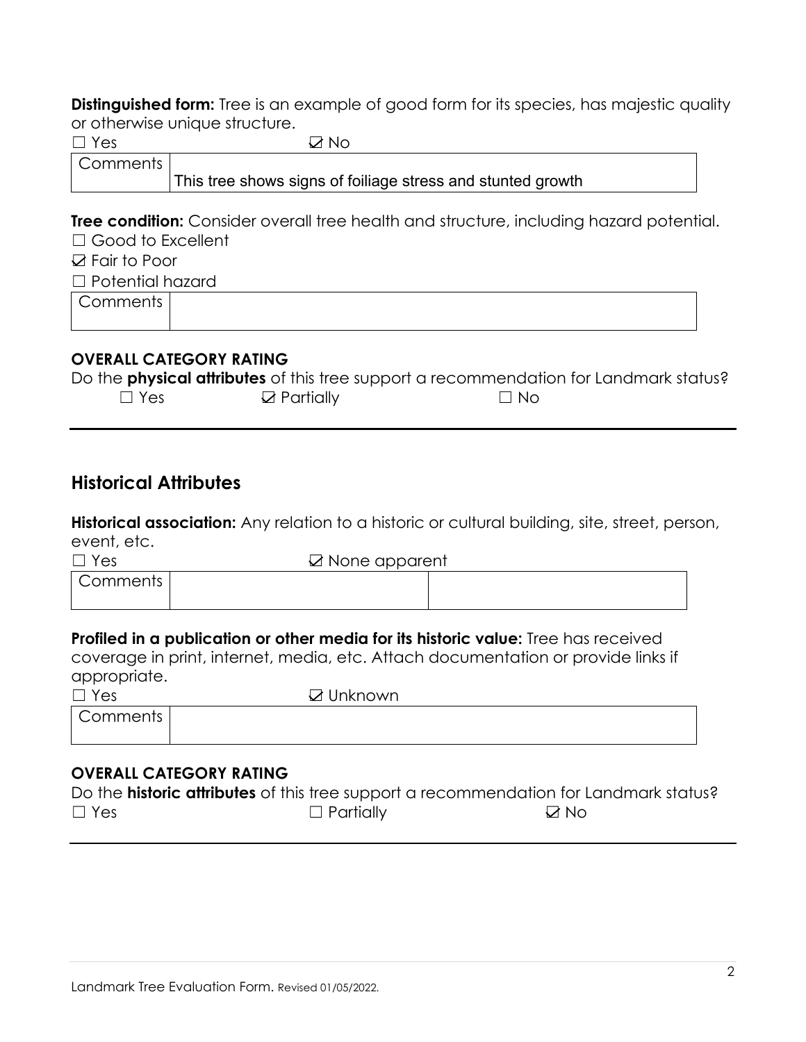**Distinguished form:** Tree is an example of good form for its species, has majestic quality or otherwise unique structure.

☐ Yes ☑ No

| Comments | This tree shows signs of foiliage stress and stunted growth |
|---|---|

**Tree condition:** Consider overall tree health and structure, including hazard potential.

☐ Good to Excellent

☑ Fair to Poor

☐ Potential hazard

| Comments | |
|---|---|

**OVERALL CATEGORY RATING**

Do the **physical attributes** of this tree support a recommendation for Landmark status?

☐ Yes ☑ Partially ☐ No

---

## Historical Attributes

**Historical association:** Any relation to a historic or cultural building, site, street, person, event, etc.

☐ Yes ☑ None apparent

| Comments | | |
|---|---|---|

**Profiled in a publication or other media for its historic value:** Tree has received coverage in print, internet, media, etc. Attach documentation or provide links if appropriate.

☐ Yes ☑ Unknown

| Comments | |
|---|---|

**OVERALL CATEGORY RATING**

Do the **historic attributes** of this tree support a recommendation for Landmark status?

☐ Yes ☐ Partially ☑ No

---

Landmark Tree Evaluation Form. Revised 01/05/2022.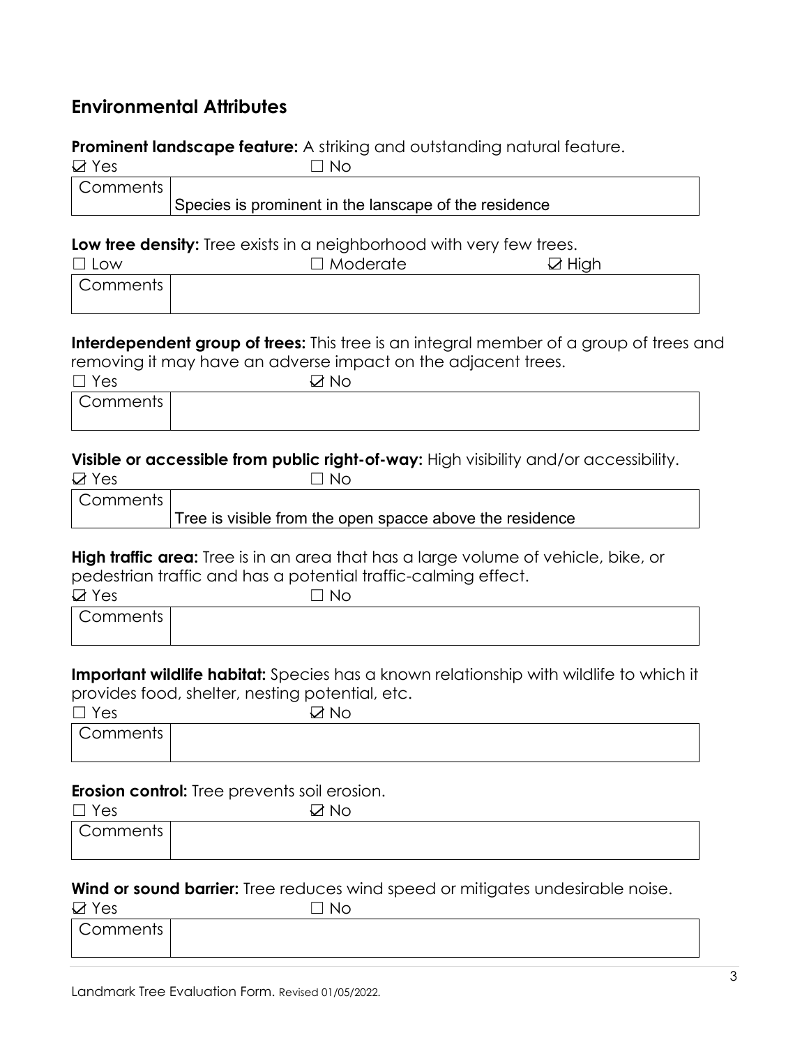## Environmental Attributes

**Prominent landscape feature:** A striking and outstanding natural feature.

☑ Yes ☐ No

| Comments | Species is prominent in the lanscape of the residence |
|---|---|

**Low tree density:** Tree exists in a neighborhood with very few trees.

☐ Low ☐ Moderate ☑ High

| Comments | |
|---|---|

**Interdependent group of trees:** This tree is an integral member of a group of trees and removing it may have an adverse impact on the adjacent trees.

☐ Yes ☑ No

| Comments | |
|---|---|

**Visible or accessible from public right-of-way:** High visibility and/or accessibility.

☑ Yes ☐ No

| Comments | Tree is visible from the open spacce above the residence |
|---|---|

**High traffic area:** Tree is in an area that has a large volume of vehicle, bike, or pedestrian traffic and has a potential traffic-calming effect.

☑ Yes ☐ No

| Comments | |
|---|---|

**Important wildlife habitat:** Species has a known relationship with wildlife to which it provides food, shelter, nesting potential, etc.

☐ Yes ☑ No

| Comments | |
|---|---|

**Erosion control:** Tree prevents soil erosion.

☐ Yes ☑ No

| Comments | |
|---|---|

**Wind or sound barrier:** Tree reduces wind speed or mitigates undesirable noise.

☑ Yes ☐ No

| Comments | |
|---|---|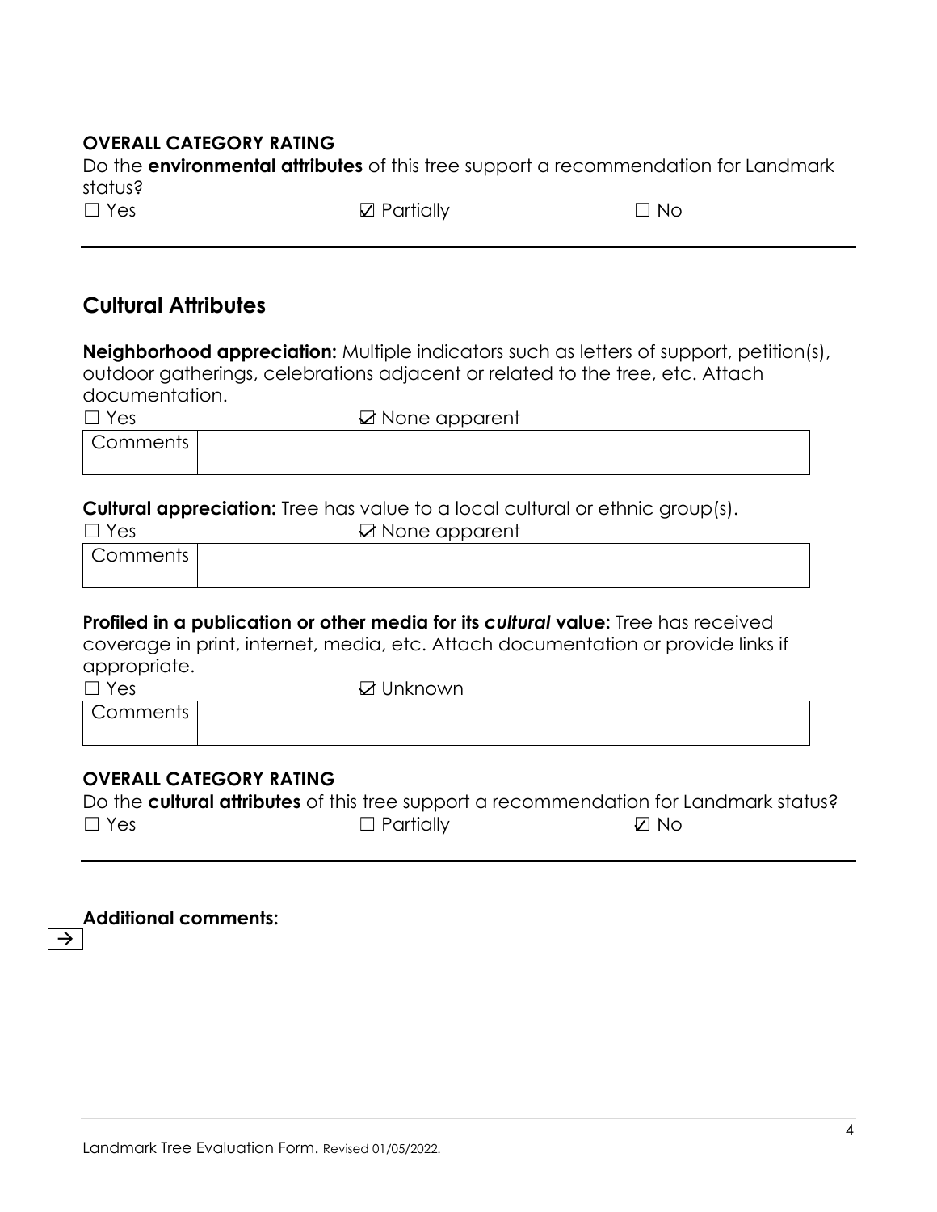**OVERALL CATEGORY RATING**

Do the **environmental attributes** of this tree support a recommendation for Landmark status?

☐ Yes ☑ Partially ☐ No

---

## Cultural Attributes

**Neighborhood appreciation:** Multiple indicators such as letters of support, petition(s), outdoor gatherings, celebrations adjacent or related to the tree, etc. Attach documentation.

☐ Yes ☑ None apparent

| Comments | |
|---|---|

**Cultural appreciation:** Tree has value to a local cultural or ethnic group(s).

☐ Yes ☑ None apparent

| Comments | |
|---|---|

**Profiled in a publication or other media for its *cultural* value:** Tree has received coverage in print, internet, media, etc. Attach documentation or provide links if appropriate.

☐ Yes ☑ Unknown

| Comments | |
|---|---|

**OVERALL CATEGORY RATING**

Do the **cultural attributes** of this tree support a recommendation for Landmark status?

☐ Yes ☐ Partially ☑ No

---

**Additional comments:**

→